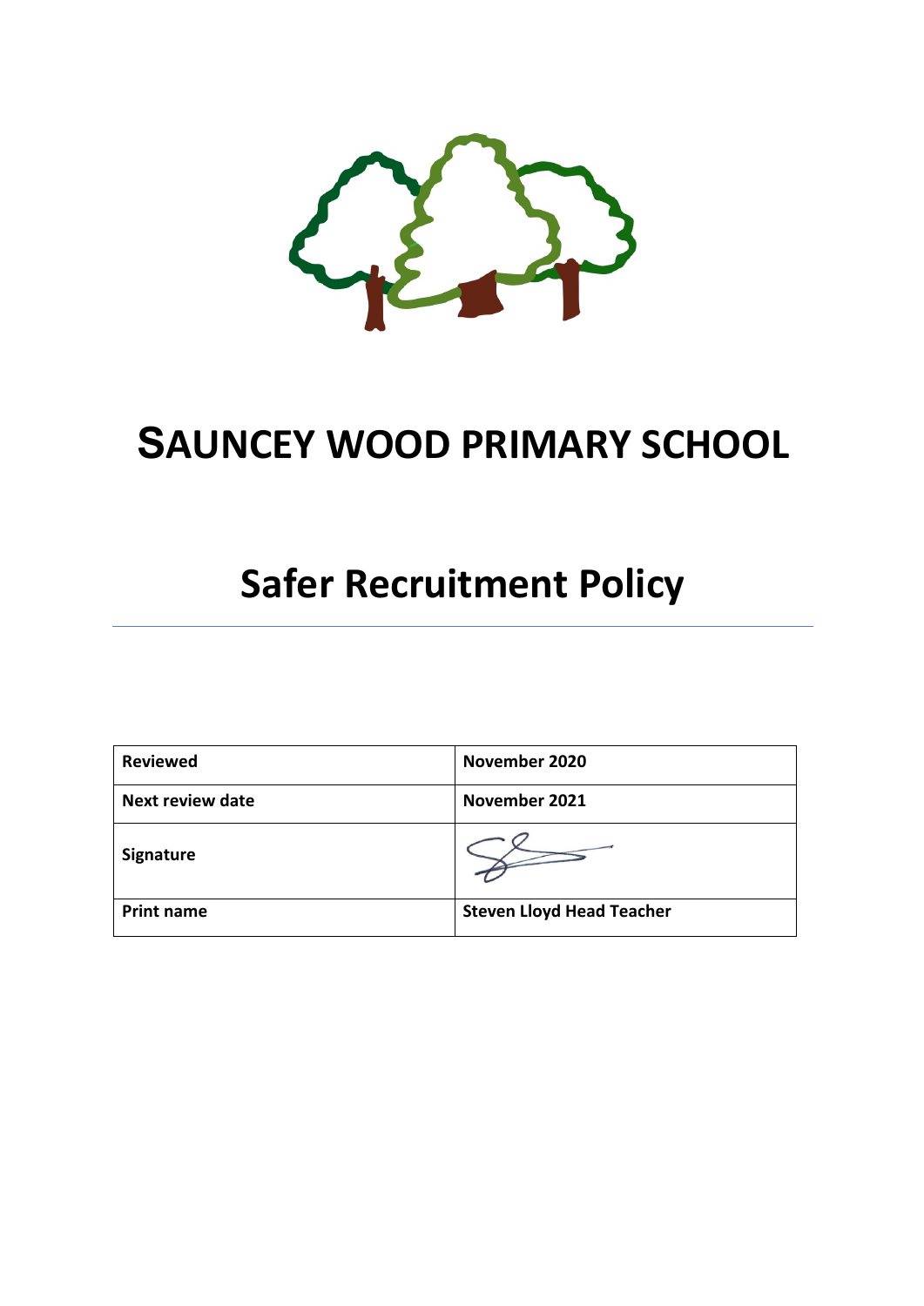# SAUNCEY WOOD PRIMARY SCHOOL

# Safer Recruitment Policy

---

| Reviewed | November 2020 |
|---|---|
| Next review date | November 2021 |
| Signature | |
| Print name | Steven Lloyd Head Teacher |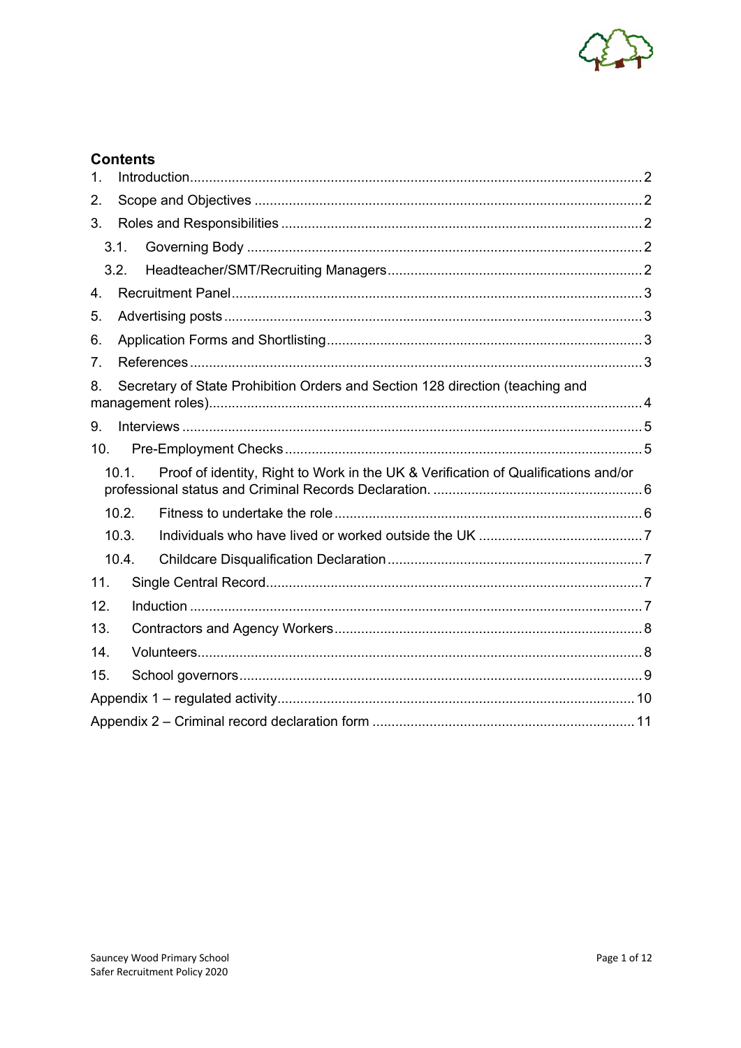## Contents

1. Introduction ..... 2
2. Scope and Objectives ..... 2
3. Roles and Responsibilities ..... 2
   - 3.1. Governing Body ..... 2
   - 3.2. Headteacher/SMT/Recruiting Managers ..... 2
4. Recruitment Panel ..... 3
5. Advertising posts ..... 3
6. Application Forms and Shortlisting ..... 3
7. References ..... 3
8. Secretary of State Prohibition Orders and Section 128 direction (teaching and management roles) ..... 4
9. Interviews ..... 5
10. Pre-Employment Checks ..... 5
    - 10.1. Proof of identity, Right to Work in the UK & Verification of Qualifications and/or professional status and Criminal Records Declaration. ..... 6
    - 10.2. Fitness to undertake the role ..... 6
    - 10.3. Individuals who have lived or worked outside the UK ..... 7
    - 10.4. Childcare Disqualification Declaration ..... 7
11. Single Central Record ..... 7
12. Induction ..... 7
13. Contractors and Agency Workers ..... 8
14. Volunteers ..... 8
15. School governors ..... 9

Appendix 1 – regulated activity ..... 10

Appendix 2 – Criminal record declaration form ..... 11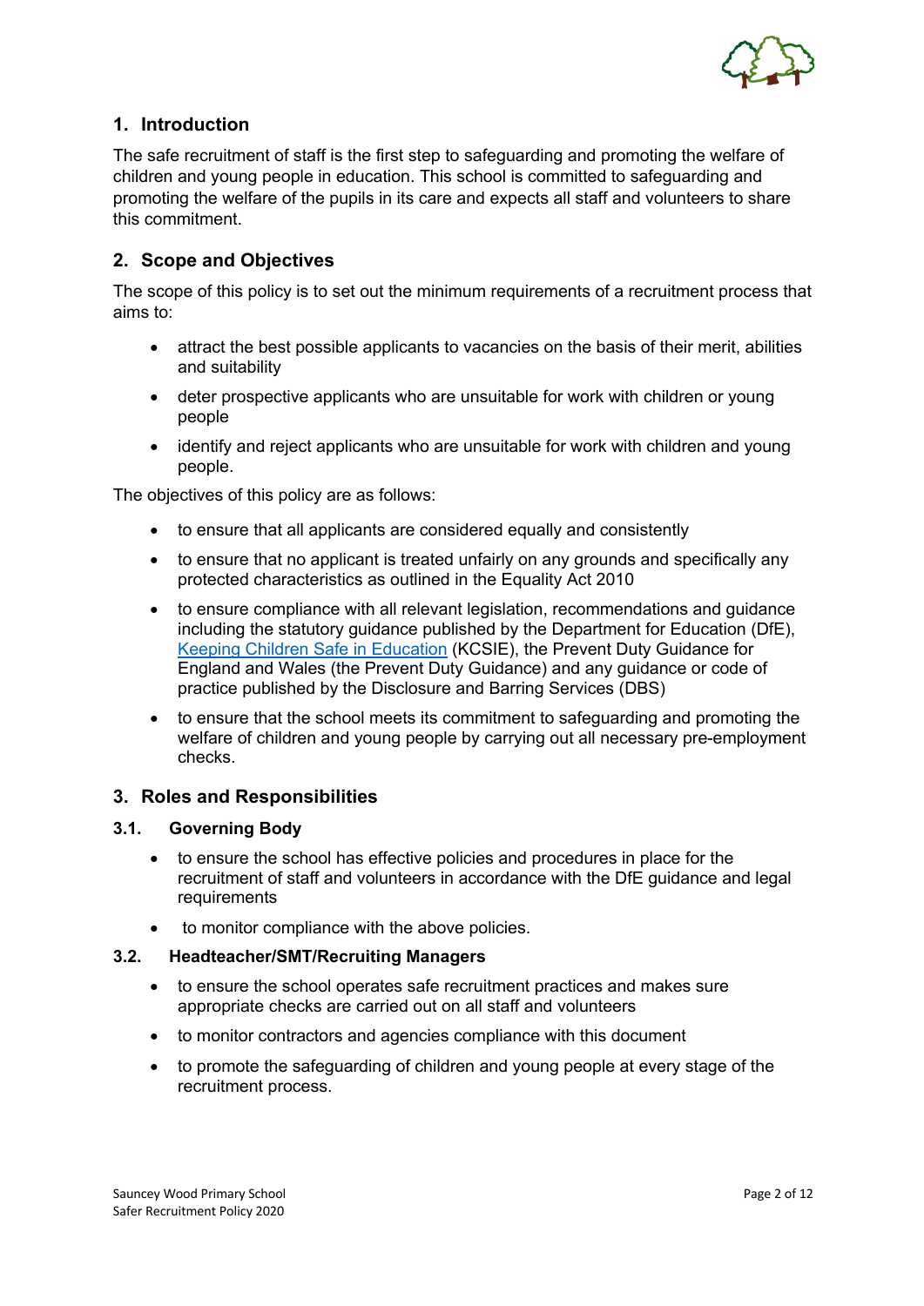## 1. Introduction

The safe recruitment of staff is the first step to safeguarding and promoting the welfare of children and young people in education. This school is committed to safeguarding and promoting the welfare of the pupils in its care and expects all staff and volunteers to share this commitment.

## 2. Scope and Objectives

The scope of this policy is to set out the minimum requirements of a recruitment process that aims to:

- attract the best possible applicants to vacancies on the basis of their merit, abilities and suitability
- deter prospective applicants who are unsuitable for work with children or young people
- identify and reject applicants who are unsuitable for work with children and young people.

The objectives of this policy are as follows:

- to ensure that all applicants are considered equally and consistently
- to ensure that no applicant is treated unfairly on any grounds and specifically any protected characteristics as outlined in the Equality Act 2010
- to ensure compliance with all relevant legislation, recommendations and guidance including the statutory guidance published by the Department for Education (DfE), Keeping Children Safe in Education (KCSIE), the Prevent Duty Guidance for England and Wales (the Prevent Duty Guidance) and any guidance or code of practice published by the Disclosure and Barring Services (DBS)
- to ensure that the school meets its commitment to safeguarding and promoting the welfare of children and young people by carrying out all necessary pre-employment checks.

## 3. Roles and Responsibilities

### 3.1. Governing Body

- to ensure the school has effective policies and procedures in place for the recruitment of staff and volunteers in accordance with the DfE guidance and legal requirements
- to monitor compliance with the above policies.

### 3.2. Headteacher/SMT/Recruiting Managers

- to ensure the school operates safe recruitment practices and makes sure appropriate checks are carried out on all staff and volunteers
- to monitor contractors and agencies compliance with this document
- to promote the safeguarding of children and young people at every stage of the recruitment process.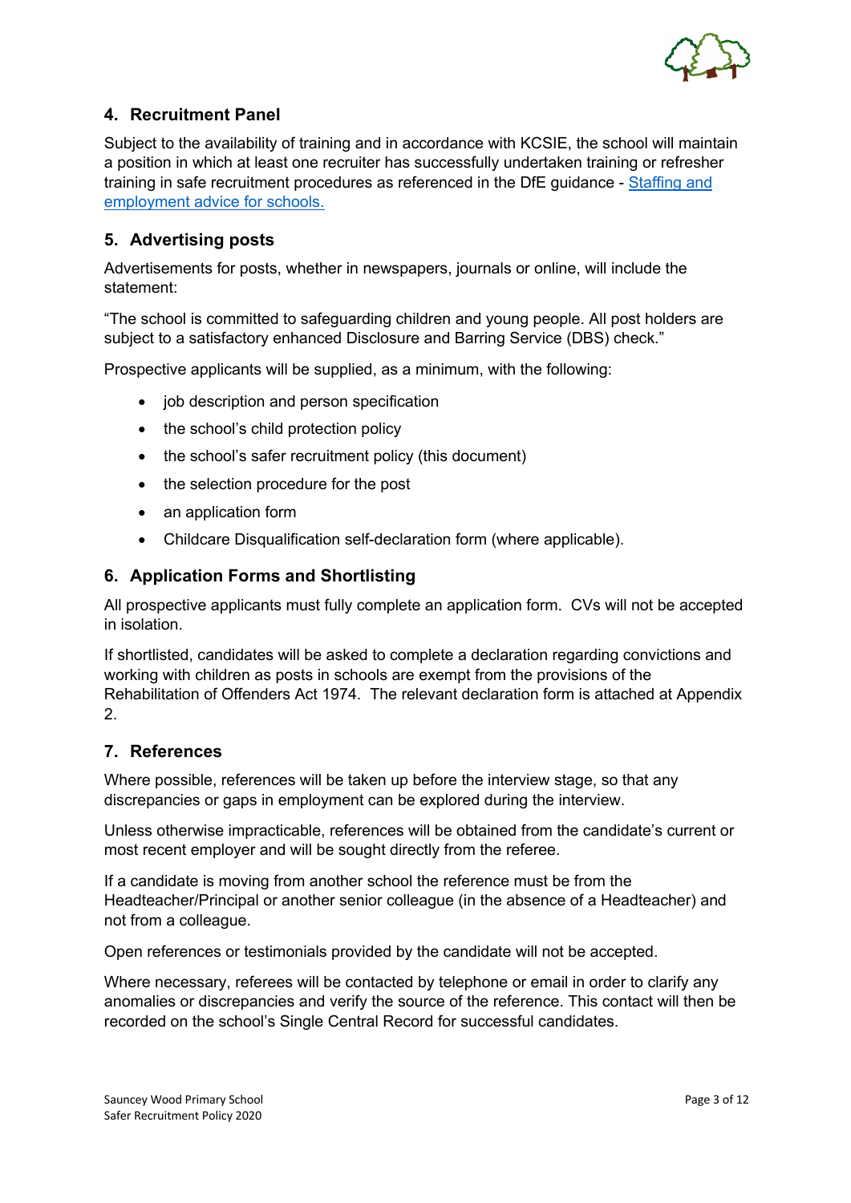## 4. Recruitment Panel

Subject to the availability of training and in accordance with KCSIE, the school will maintain a position in which at least one recruiter has successfully undertaken training or refresher training in safe recruitment procedures as referenced in the DfE guidance - [Staffing and employment advice for schools.]

## 5. Advertising posts

Advertisements for posts, whether in newspapers, journals or online, will include the statement:

"The school is committed to safeguarding children and young people. All post holders are subject to a satisfactory enhanced Disclosure and Barring Service (DBS) check."

Prospective applicants will be supplied, as a minimum, with the following:

- job description and person specification
- the school's child protection policy
- the school's safer recruitment policy (this document)
- the selection procedure for the post
- an application form
- Childcare Disqualification self-declaration form (where applicable).

## 6. Application Forms and Shortlisting

All prospective applicants must fully complete an application form. CVs will not be accepted in isolation.

If shortlisted, candidates will be asked to complete a declaration regarding convictions and working with children as posts in schools are exempt from the provisions of the Rehabilitation of Offenders Act 1974. The relevant declaration form is attached at Appendix 2.

## 7. References

Where possible, references will be taken up before the interview stage, so that any discrepancies or gaps in employment can be explored during the interview.

Unless otherwise impracticable, references will be obtained from the candidate's current or most recent employer and will be sought directly from the referee.

If a candidate is moving from another school the reference must be from the Headteacher/Principal or another senior colleague (in the absence of a Headteacher) and not from a colleague.

Open references or testimonials provided by the candidate will not be accepted.

Where necessary, referees will be contacted by telephone or email in order to clarify any anomalies or discrepancies and verify the source of the reference. This contact will then be recorded on the school's Single Central Record for successful candidates.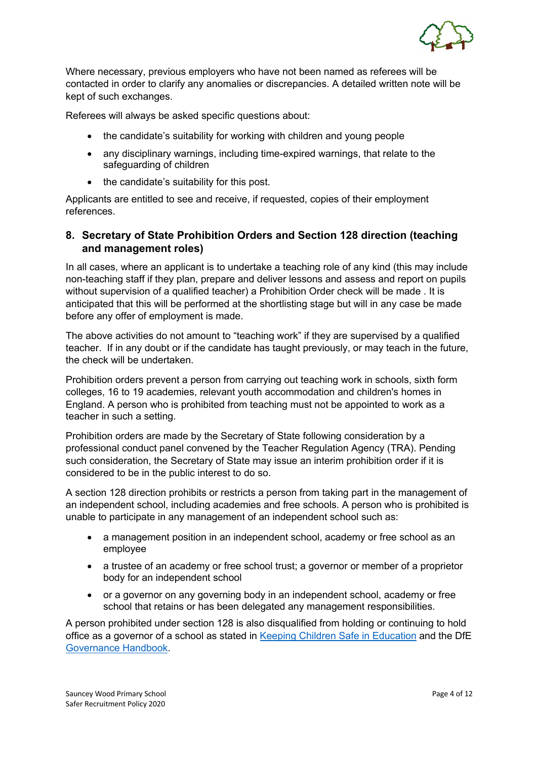Where necessary, previous employers who have not been named as referees will be contacted in order to clarify any anomalies or discrepancies. A detailed written note will be kept of such exchanges.

Referees will always be asked specific questions about:

- the candidate's suitability for working with children and young people
- any disciplinary warnings, including time-expired warnings, that relate to the safeguarding of children
- the candidate's suitability for this post.

Applicants are entitled to see and receive, if requested, copies of their employment references.

## 8. Secretary of State Prohibition Orders and Section 128 direction (teaching and management roles)

In all cases, where an applicant is to undertake a teaching role of any kind (this may include non-teaching staff if they plan, prepare and deliver lessons and assess and report on pupils without supervision of a qualified teacher) a Prohibition Order check will be made . It is anticipated that this will be performed at the shortlisting stage but will in any case be made before any offer of employment is made.

The above activities do not amount to "teaching work" if they are supervised by a qualified teacher. If in any doubt or if the candidate has taught previously, or may teach in the future, the check will be undertaken.

Prohibition orders prevent a person from carrying out teaching work in schools, sixth form colleges, 16 to 19 academies, relevant youth accommodation and children's homes in England. A person who is prohibited from teaching must not be appointed to work as a teacher in such a setting.

Prohibition orders are made by the Secretary of State following consideration by a professional conduct panel convened by the Teacher Regulation Agency (TRA). Pending such consideration, the Secretary of State may issue an interim prohibition order if it is considered to be in the public interest to do so.

A section 128 direction prohibits or restricts a person from taking part in the management of an independent school, including academies and free schools. A person who is prohibited is unable to participate in any management of an independent school such as:

- a management position in an independent school, academy or free school as an employee
- a trustee of an academy or free school trust; a governor or member of a proprietor body for an independent school
- or a governor on any governing body in an independent school, academy or free school that retains or has been delegated any management responsibilities.

A person prohibited under section 128 is also disqualified from holding or continuing to hold office as a governor of a school as stated in [Keeping Children Safe in Education] and the DfE [Governance Handbook].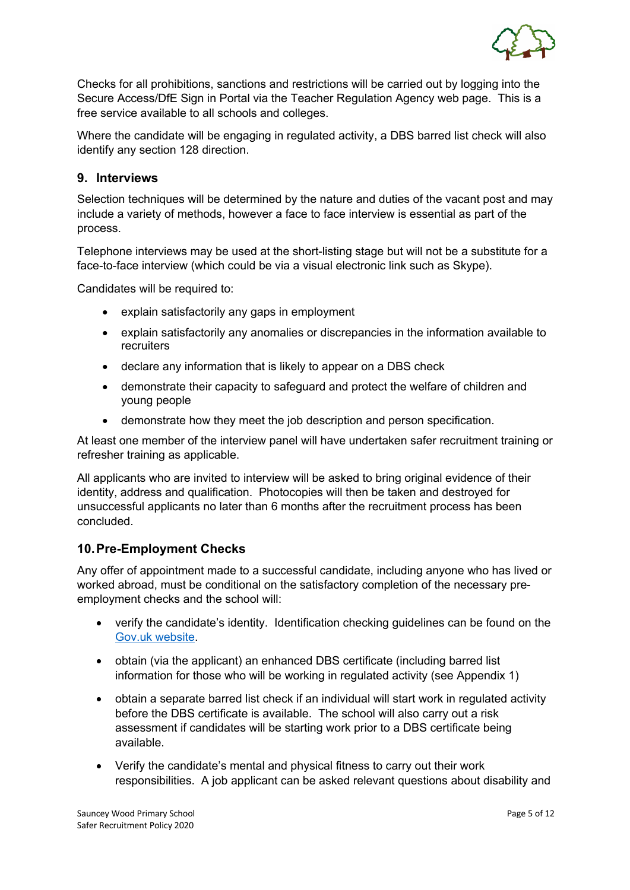Checks for all prohibitions, sanctions and restrictions will be carried out by logging into the Secure Access/DfE Sign in Portal via the Teacher Regulation Agency web page. This is a free service available to all schools and colleges.

Where the candidate will be engaging in regulated activity, a DBS barred list check will also identify any section 128 direction.

## 9. Interviews

Selection techniques will be determined by the nature and duties of the vacant post and may include a variety of methods, however a face to face interview is essential as part of the process.

Telephone interviews may be used at the short-listing stage but will not be a substitute for a face-to-face interview (which could be via a visual electronic link such as Skype).

Candidates will be required to:

- explain satisfactorily any gaps in employment
- explain satisfactorily any anomalies or discrepancies in the information available to recruiters
- declare any information that is likely to appear on a DBS check
- demonstrate their capacity to safeguard and protect the welfare of children and young people
- demonstrate how they meet the job description and person specification.

At least one member of the interview panel will have undertaken safer recruitment training or refresher training as applicable.

All applicants who are invited to interview will be asked to bring original evidence of their identity, address and qualification. Photocopies will then be taken and destroyed for unsuccessful applicants no later than 6 months after the recruitment process has been concluded.

## 10. Pre-Employment Checks

Any offer of appointment made to a successful candidate, including anyone who has lived or worked abroad, must be conditional on the satisfactory completion of the necessary pre-employment checks and the school will:

- verify the candidate's identity. Identification checking guidelines can be found on the [Gov.uk website](Gov.uk website).
- obtain (via the applicant) an enhanced DBS certificate (including barred list information for those who will be working in regulated activity (see Appendix 1)
- obtain a separate barred list check if an individual will start work in regulated activity before the DBS certificate is available. The school will also carry out a risk assessment if candidates will be starting work prior to a DBS certificate being available.
- Verify the candidate's mental and physical fitness to carry out their work responsibilities. A job applicant can be asked relevant questions about disability and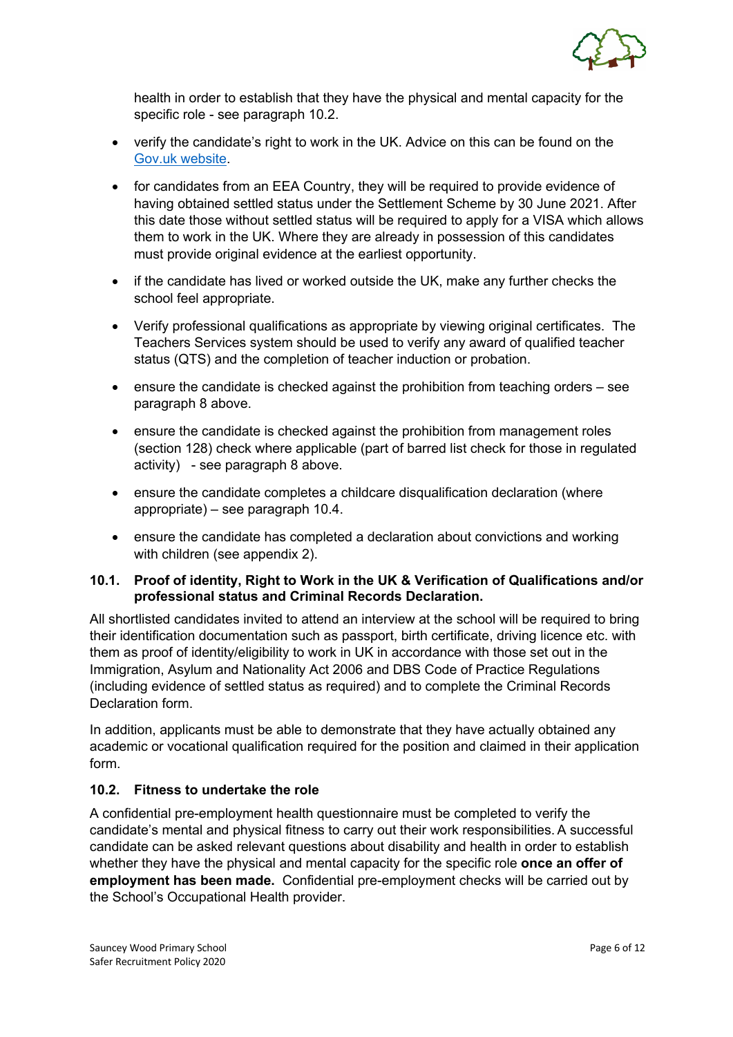health in order to establish that they have the physical and mental capacity for the specific role - see paragraph 10.2.

- verify the candidate's right to work in the UK. Advice on this can be found on the [Gov.uk website](Gov.uk website).
- for candidates from an EEA Country, they will be required to provide evidence of having obtained settled status under the Settlement Scheme by 30 June 2021. After this date those without settled status will be required to apply for a VISA which allows them to work in the UK. Where they are already in possession of this candidates must provide original evidence at the earliest opportunity.
- if the candidate has lived or worked outside the UK, make any further checks the school feel appropriate.
- Verify professional qualifications as appropriate by viewing original certificates. The Teachers Services system should be used to verify any award of qualified teacher status (QTS) and the completion of teacher induction or probation.
- ensure the candidate is checked against the prohibition from teaching orders – see paragraph 8 above.
- ensure the candidate is checked against the prohibition from management roles (section 128) check where applicable (part of barred list check for those in regulated activity) - see paragraph 8 above.
- ensure the candidate completes a childcare disqualification declaration (where appropriate) – see paragraph 10.4.
- ensure the candidate has completed a declaration about convictions and working with children (see appendix 2).

### 10.1. Proof of identity, Right to Work in the UK & Verification of Qualifications and/or professional status and Criminal Records Declaration.

All shortlisted candidates invited to attend an interview at the school will be required to bring their identification documentation such as passport, birth certificate, driving licence etc. with them as proof of identity/eligibility to work in UK in accordance with those set out in the Immigration, Asylum and Nationality Act 2006 and DBS Code of Practice Regulations (including evidence of settled status as required) and to complete the Criminal Records Declaration form.

In addition, applicants must be able to demonstrate that they have actually obtained any academic or vocational qualification required for the position and claimed in their application form.

### 10.2. Fitness to undertake the role

A confidential pre-employment health questionnaire must be completed to verify the candidate's mental and physical fitness to carry out their work responsibilities. A successful candidate can be asked relevant questions about disability and health in order to establish whether they have the physical and mental capacity for the specific role **once an offer of employment has been made.** Confidential pre-employment checks will be carried out by the School's Occupational Health provider.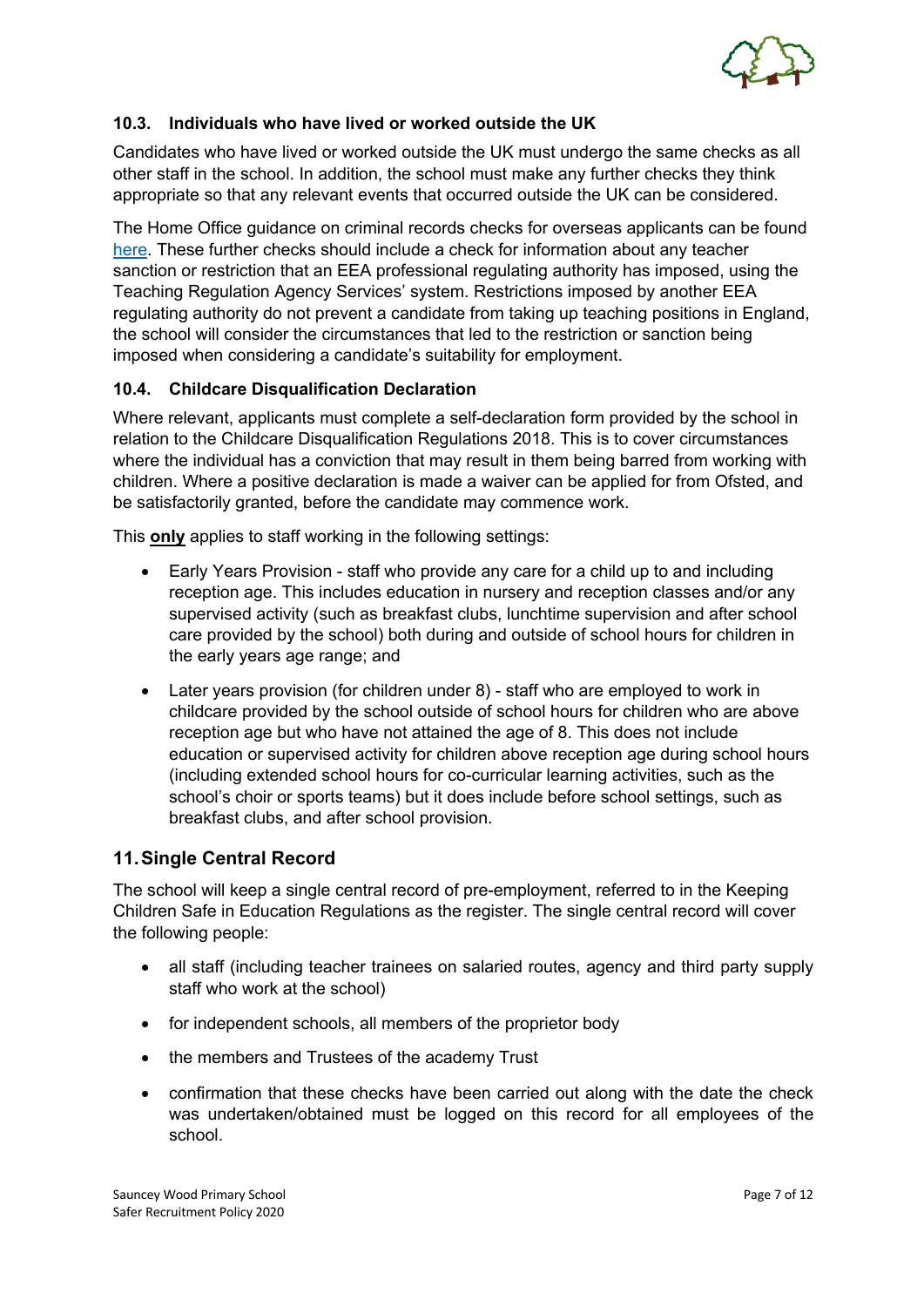### 10.3. Individuals who have lived or worked outside the UK

Candidates who have lived or worked outside the UK must undergo the same checks as all other staff in the school. In addition, the school must make any further checks they think appropriate so that any relevant events that occurred outside the UK can be considered.

The Home Office guidance on criminal records checks for overseas applicants can be found [here](). These further checks should include a check for information about any teacher sanction or restriction that an EEA professional regulating authority has imposed, using the Teaching Regulation Agency Services' system. Restrictions imposed by another EEA regulating authority do not prevent a candidate from taking up teaching positions in England, the school will consider the circumstances that led to the restriction or sanction being imposed when considering a candidate's suitability for employment.

### 10.4. Childcare Disqualification Declaration

Where relevant, applicants must complete a self-declaration form provided by the school in relation to the Childcare Disqualification Regulations 2018. This is to cover circumstances where the individual has a conviction that may result in them being barred from working with children. Where a positive declaration is made a waiver can be applied for from Ofsted, and be satisfactorily granted, before the candidate may commence work.

This **<u>only</u>** applies to staff working in the following settings:

- Early Years Provision - staff who provide any care for a child up to and including reception age. This includes education in nursery and reception classes and/or any supervised activity (such as breakfast clubs, lunchtime supervision and after school care provided by the school) both during and outside of school hours for children in the early years age range; and
- Later years provision (for children under 8) - staff who are employed to work in childcare provided by the school outside of school hours for children who are above reception age but who have not attained the age of 8. This does not include education or supervised activity for children above reception age during school hours (including extended school hours for co-curricular learning activities, such as the school's choir or sports teams) but it does include before school settings, such as breakfast clubs, and after school provision.

## 11. Single Central Record

The school will keep a single central record of pre-employment, referred to in the Keeping Children Safe in Education Regulations as the register. The single central record will cover the following people:

- all staff (including teacher trainees on salaried routes, agency and third party supply staff who work at the school)
- for independent schools, all members of the proprietor body
- the members and Trustees of the academy Trust
- confirmation that these checks have been carried out along with the date the check was undertaken/obtained must be logged on this record for all employees of the school.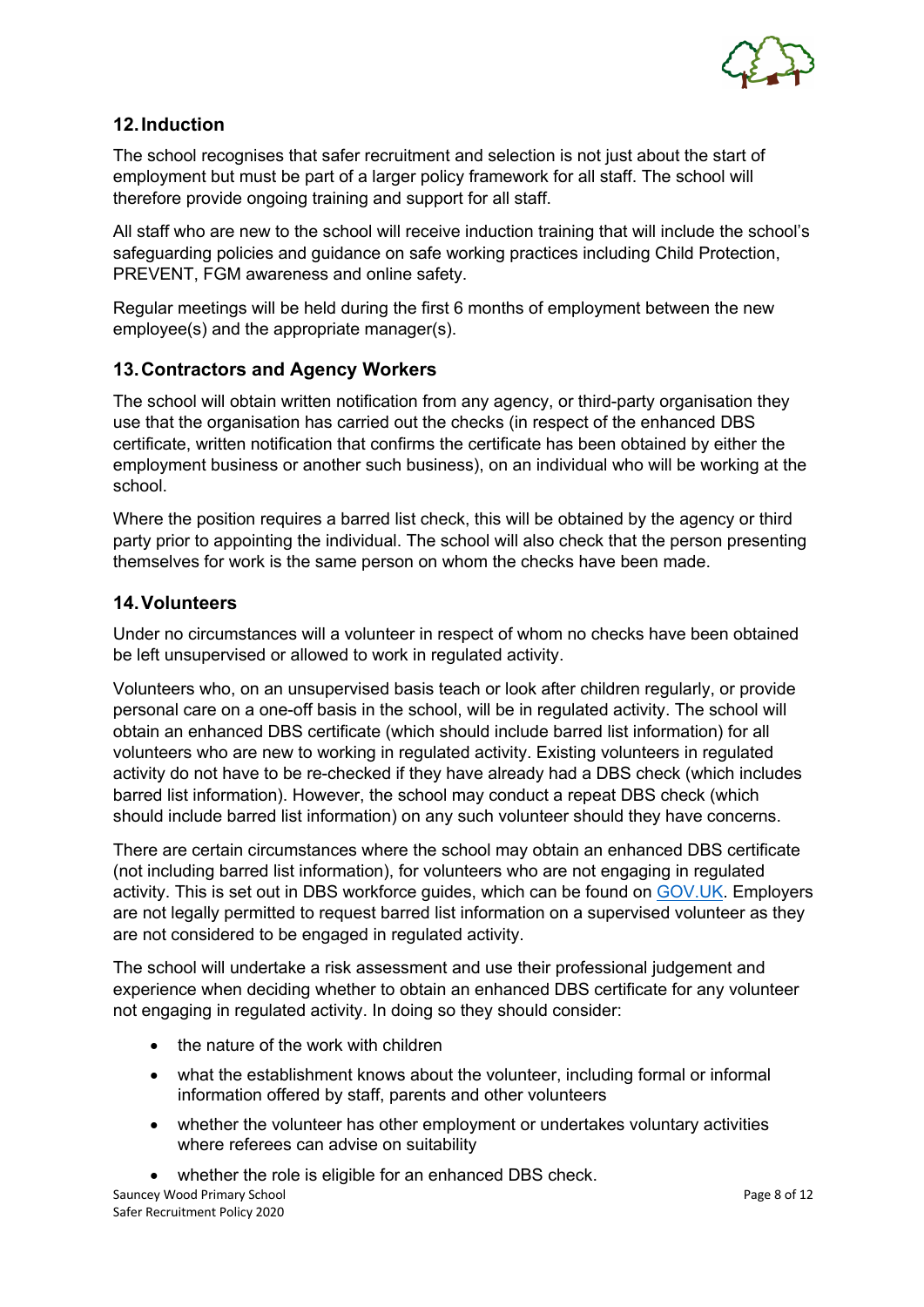## 12. Induction

The school recognises that safer recruitment and selection is not just about the start of employment but must be part of a larger policy framework for all staff. The school will therefore provide ongoing training and support for all staff.

All staff who are new to the school will receive induction training that will include the school's safeguarding policies and guidance on safe working practices including Child Protection, PREVENT, FGM awareness and online safety.

Regular meetings will be held during the first 6 months of employment between the new employee(s) and the appropriate manager(s).

## 13. Contractors and Agency Workers

The school will obtain written notification from any agency, or third-party organisation they use that the organisation has carried out the checks (in respect of the enhanced DBS certificate, written notification that confirms the certificate has been obtained by either the employment business or another such business), on an individual who will be working at the school.

Where the position requires a barred list check, this will be obtained by the agency or third party prior to appointing the individual. The school will also check that the person presenting themselves for work is the same person on whom the checks have been made.

## 14. Volunteers

Under no circumstances will a volunteer in respect of whom no checks have been obtained be left unsupervised or allowed to work in regulated activity.

Volunteers who, on an unsupervised basis teach or look after children regularly, or provide personal care on a one-off basis in the school, will be in regulated activity. The school will obtain an enhanced DBS certificate (which should include barred list information) for all volunteers who are new to working in regulated activity. Existing volunteers in regulated activity do not have to be re-checked if they have already had a DBS check (which includes barred list information). However, the school may conduct a repeat DBS check (which should include barred list information) on any such volunteer should they have concerns.

There are certain circumstances where the school may obtain an enhanced DBS certificate (not including barred list information), for volunteers who are not engaging in regulated activity. This is set out in DBS workforce guides, which can be found on GOV.UK. Employers are not legally permitted to request barred list information on a supervised volunteer as they are not considered to be engaged in regulated activity.

The school will undertake a risk assessment and use their professional judgement and experience when deciding whether to obtain an enhanced DBS certificate for any volunteer not engaging in regulated activity. In doing so they should consider:

- the nature of the work with children
- what the establishment knows about the volunteer, including formal or informal information offered by staff, parents and other volunteers
- whether the volunteer has other employment or undertakes voluntary activities where referees can advise on suitability
- whether the role is eligible for an enhanced DBS check.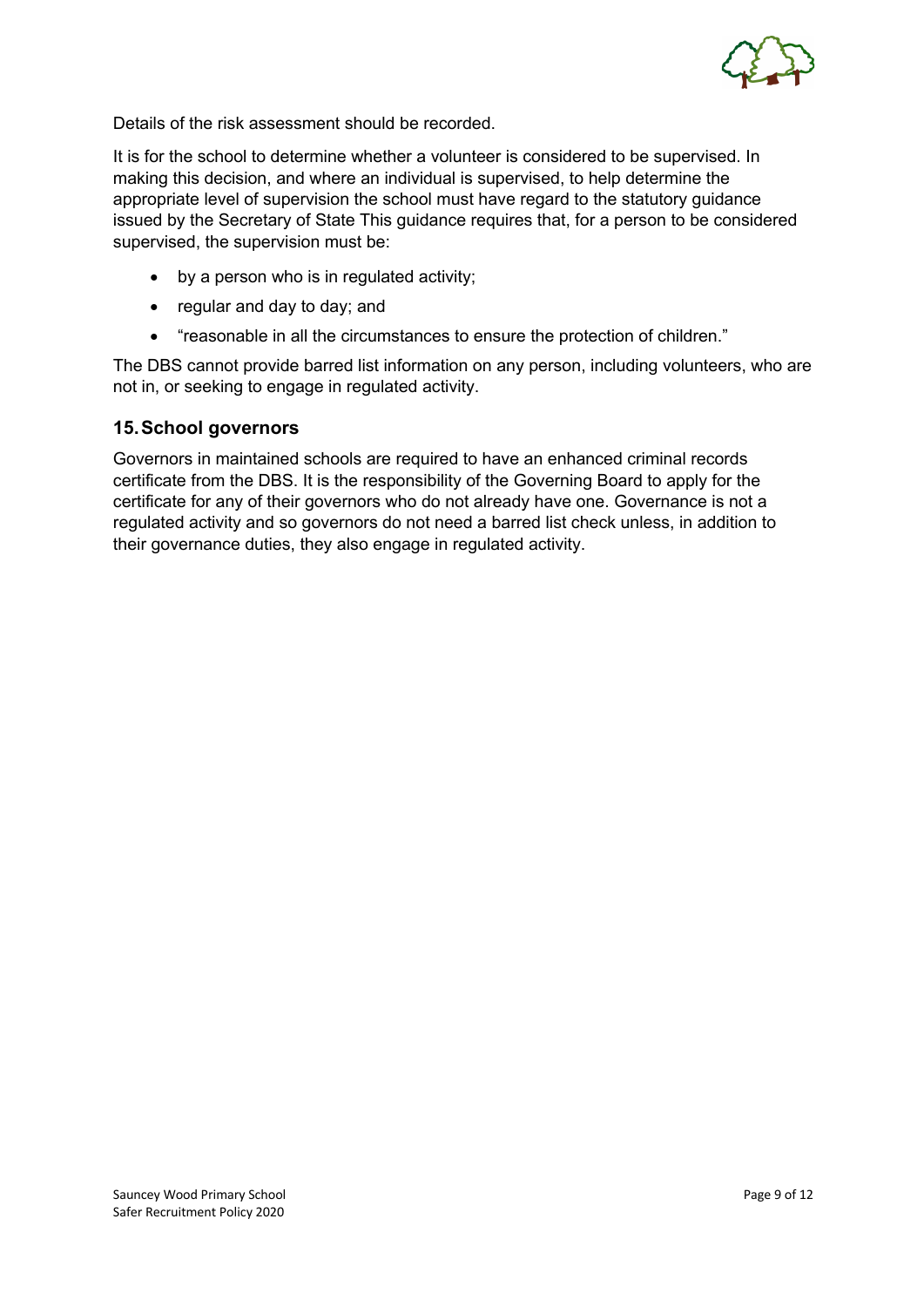Details of the risk assessment should be recorded.

It is for the school to determine whether a volunteer is considered to be supervised. In making this decision, and where an individual is supervised, to help determine the appropriate level of supervision the school must have regard to the statutory guidance issued by the Secretary of State This guidance requires that, for a person to be considered supervised, the supervision must be:

- by a person who is in regulated activity;
- regular and day to day; and
- "reasonable in all the circumstances to ensure the protection of children."

The DBS cannot provide barred list information on any person, including volunteers, who are not in, or seeking to engage in regulated activity.

## 15. School governors

Governors in maintained schools are required to have an enhanced criminal records certificate from the DBS. It is the responsibility of the Governing Board to apply for the certificate for any of their governors who do not already have one. Governance is not a regulated activity and so governors do not need a barred list check unless, in addition to their governance duties, they also engage in regulated activity.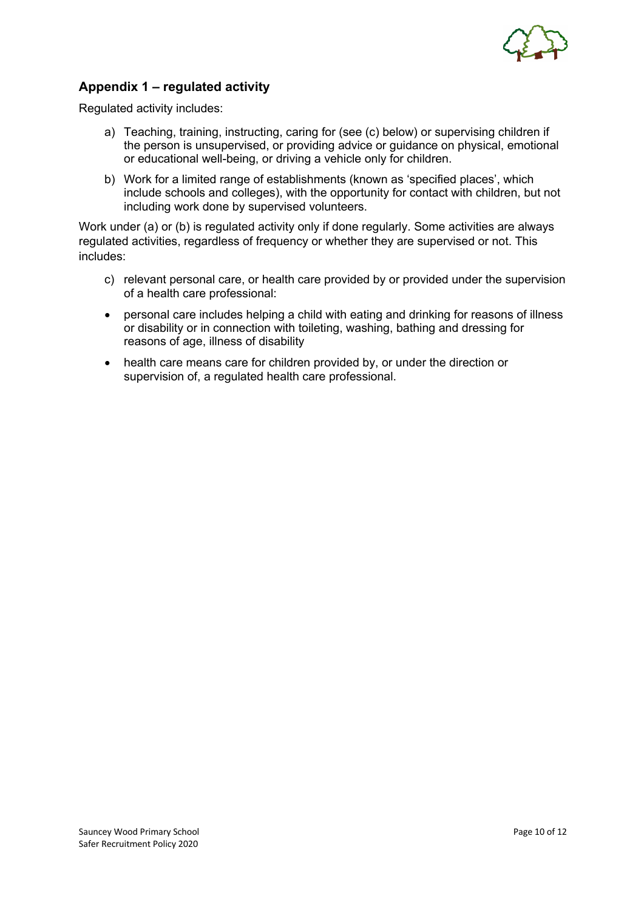## Appendix 1 – regulated activity

Regulated activity includes:

a) Teaching, training, instructing, caring for (see (c) below) or supervising children if the person is unsupervised, or providing advice or guidance on physical, emotional or educational well-being, or driving a vehicle only for children.

b) Work for a limited range of establishments (known as 'specified places', which include schools and colleges), with the opportunity for contact with children, but not including work done by supervised volunteers.

Work under (a) or (b) is regulated activity only if done regularly. Some activities are always regulated activities, regardless of frequency or whether they are supervised or not. This includes:

c) relevant personal care, or health care provided by or provided under the supervision of a health care professional:

- personal care includes helping a child with eating and drinking for reasons of illness or disability or in connection with toileting, washing, bathing and dressing for reasons of age, illness of disability
- health care means care for children provided by, or under the direction or supervision of, a regulated health care professional.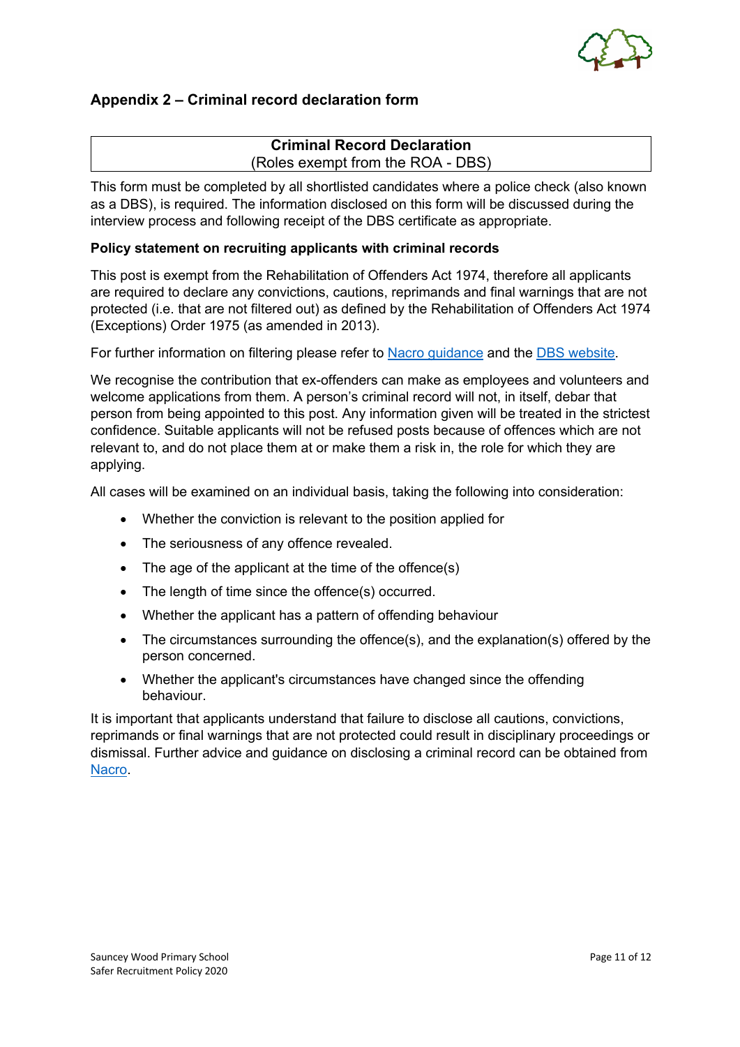## Appendix 2 – Criminal record declaration form

| **Criminal Record Declaration**<br>(Roles exempt from the ROA - DBS) |
|---|

This form must be completed by all shortlisted candidates where a police check (also known as a DBS), is required. The information disclosed on this form will be discussed during the interview process and following receipt of the DBS certificate as appropriate.

**Policy statement on recruiting applicants with criminal records**

This post is exempt from the Rehabilitation of Offenders Act 1974, therefore all applicants are required to declare any convictions, cautions, reprimands and final warnings that are not protected (i.e. that are not filtered out) as defined by the Rehabilitation of Offenders Act 1974 (Exceptions) Order 1975 (as amended in 2013).

For further information on filtering please refer to [Nacro guidance]() and the [DBS website]().

We recognise the contribution that ex-offenders can make as employees and volunteers and welcome applications from them. A person's criminal record will not, in itself, debar that person from being appointed to this post. Any information given will be treated in the strictest confidence. Suitable applicants will not be refused posts because of offences which are not relevant to, and do not place them at or make them a risk in, the role for which they are applying.

All cases will be examined on an individual basis, taking the following into consideration:

- Whether the conviction is relevant to the position applied for
- The seriousness of any offence revealed.
- The age of the applicant at the time of the offence(s)
- The length of time since the offence(s) occurred.
- Whether the applicant has a pattern of offending behaviour
- The circumstances surrounding the offence(s), and the explanation(s) offered by the person concerned.
- Whether the applicant's circumstances have changed since the offending behaviour.

It is important that applicants understand that failure to disclose all cautions, convictions, reprimands or final warnings that are not protected could result in disciplinary proceedings or dismissal. Further advice and guidance on disclosing a criminal record can be obtained from [Nacro]().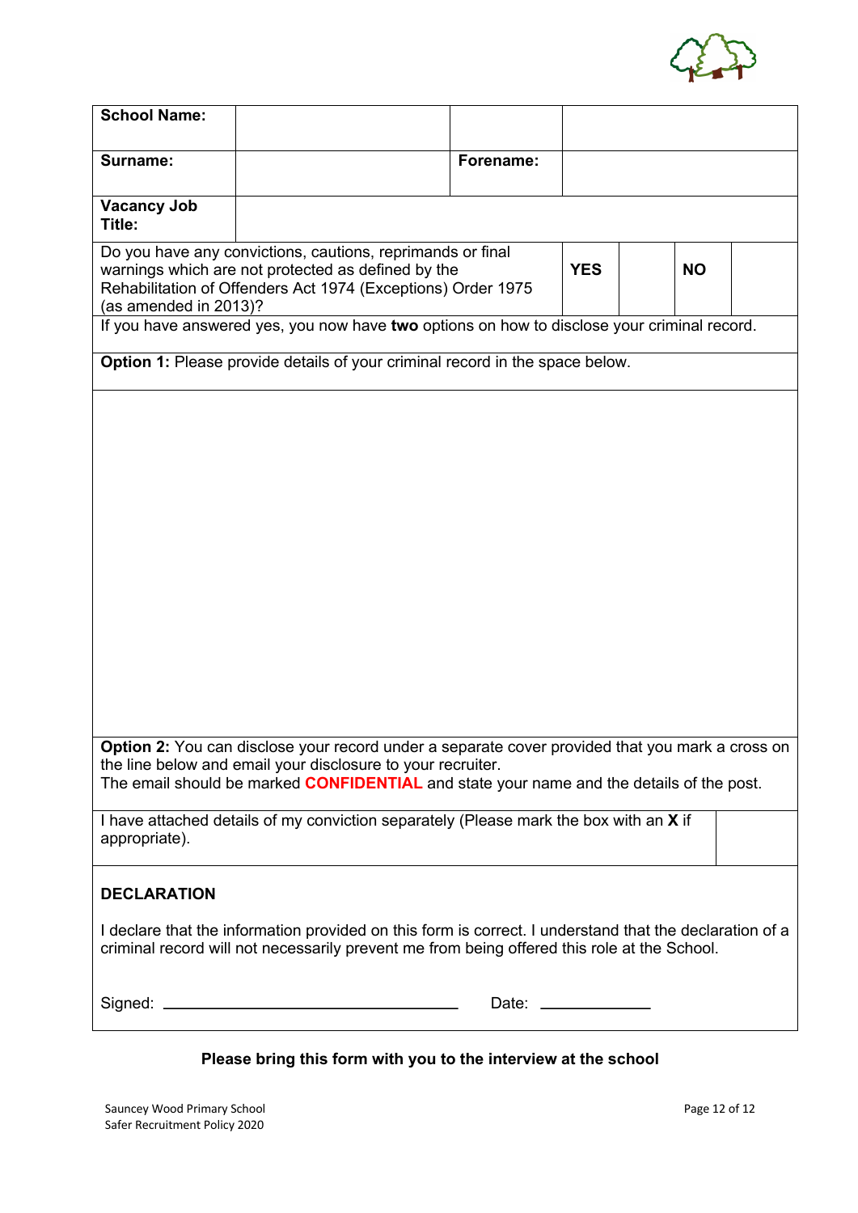| | | | | | |
|---|---|---|---|---|---|
| **School Name:** | | | | | |
| **Surname:** | | **Forename:** | | | |
| **Vacancy Job Title:** | | | | | |
| Do you have any convictions, cautions, reprimands or final warnings which are not protected as defined by the Rehabilitation of Offenders Act 1974 (Exceptions) Order 1975 (as amended in 2013)? | | | **YES** | | **NO** |

If you have answered yes, you now have **two** options on how to disclose your criminal record.

**Option 1:** Please provide details of your criminal record in the space below.

**Option 2:** You can disclose your record under a separate cover provided that you mark a cross on the line below and email your disclosure to your recruiter.
The email should be marked **CONFIDENTIAL** and state your name and the details of the post.

| | |
|---|---|
| I have attached details of my conviction separately (Please mark the box with an **X** if appropriate). | |

**DECLARATION**

I declare that the information provided on this form is correct. I understand that the declaration of a criminal record will not necessarily prevent me from being offered this role at the School.

Signed: ______________________________ Date: ____________

**Please bring this form with you to the interview at the school**

Sauncey Wood Primary School
Safer Recruitment Policy 2020